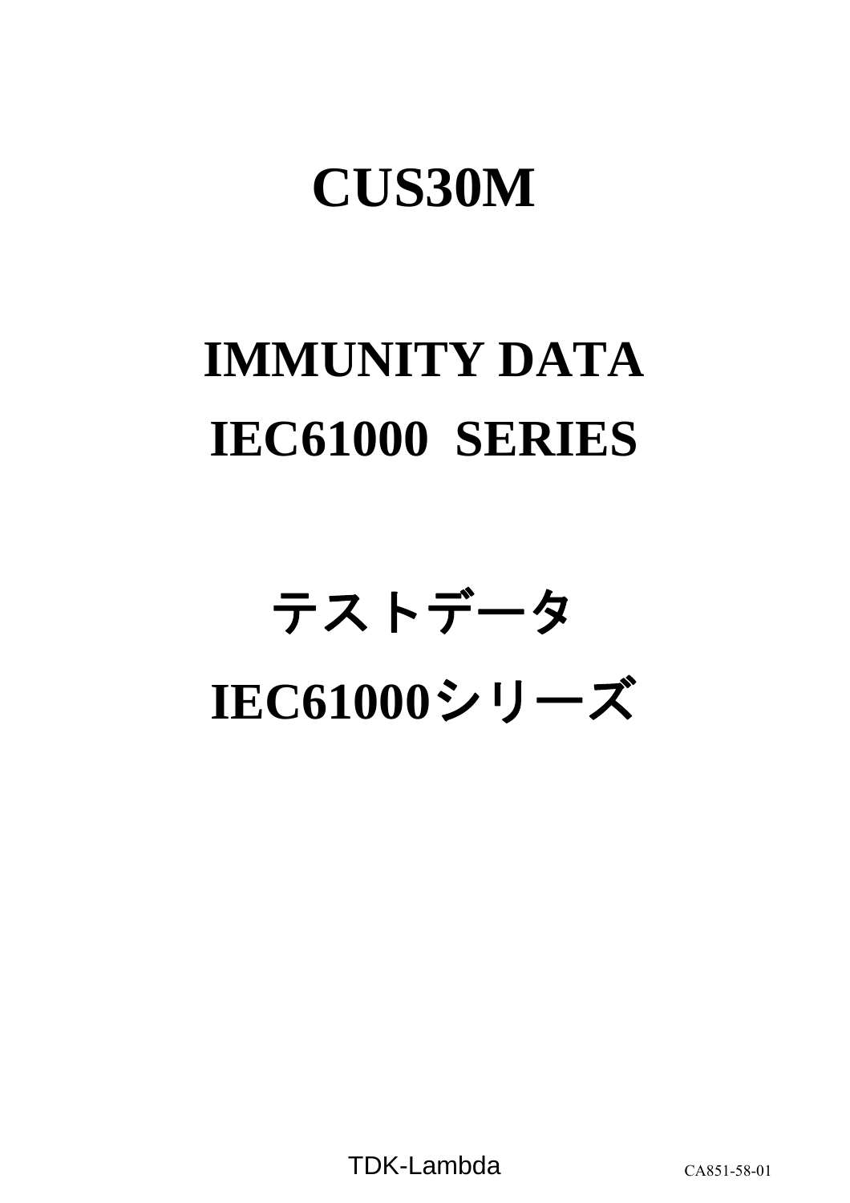# CUS30M

# IMMUNITY DATA

# IEC61000 SERIES

# テストデータ

# IEC61000シリーズ

TDK-Lambda

CA851-58-01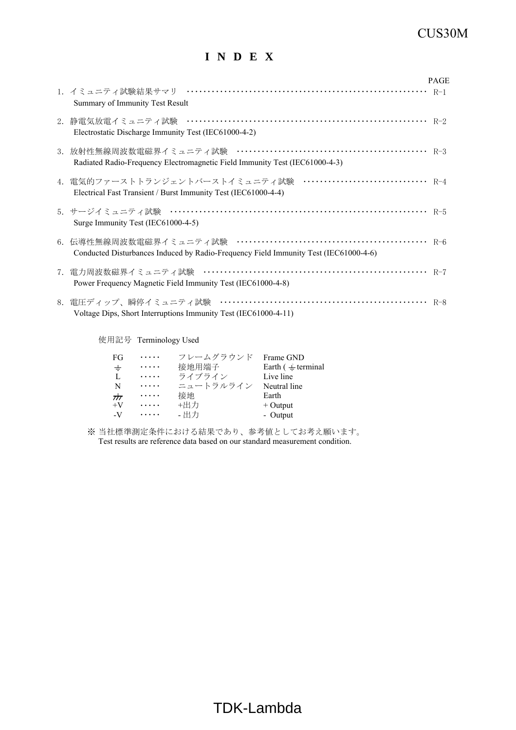# I N D E X

| | PAGE |
|---|---|
| 1. イミュニティ試験結果サマリ<br>Summary of Immunity Test Result | R-1 |
| 2. 静電気放電イミュニティ試験<br>Electrostatic Discharge Immunity Test (IEC61000-4-2) | R-2 |
| 3. 放射性無線周波数電磁界イミュニティ試験<br>Radiated Radio-Frequency Electromagnetic Field Immunity Test (IEC61000-4-3) | R-3 |
| 4. 電気的ファーストトランジェントバーストイミュニティ試験<br>Electrical Fast Transient / Burst Immunity Test (IEC61000-4-4) | R-4 |
| 5. サージイミュニティ試験<br>Surge Immunity Test (IEC61000-4-5) | R-5 |
| 6. 伝導性無線周波数電磁界イミュニティ試験<br>Conducted Disturbances Induced by Radio-Frequency Field Immunity Test (IEC61000-4-6) | R-6 |
| 7. 電力周波数磁界イミュニティ試験<br>Power Frequency Magnetic Field Immunity Test (IEC61000-4-8) | R-7 |
| 8. 電圧ディップ、瞬停イミュニティ試験<br>Voltage Dips, Short Interruptions Immunity Test (IEC61000-4-11) | R-8 |

使用記号 Terminology Used

| | | | |
|---|---|---|---|
| FG | ····· | フレームグラウンド | Frame GND |
| ⏚ | ····· | 接地用端子 | Earth ( ⏚ terminal |
| L | ····· | ライブライン | Live line |
| N | ····· | ニュートラルライン | Neutral line |
| ⏚ | ····· | 接地 | Earth |
| +V | ····· | +出力 | + Output |
| -V | ····· | - 出力 | - Output |

※ 当社標準測定条件における結果であり、参考値としてお考え願います。
Test results are reference data based on our standard measurement condition.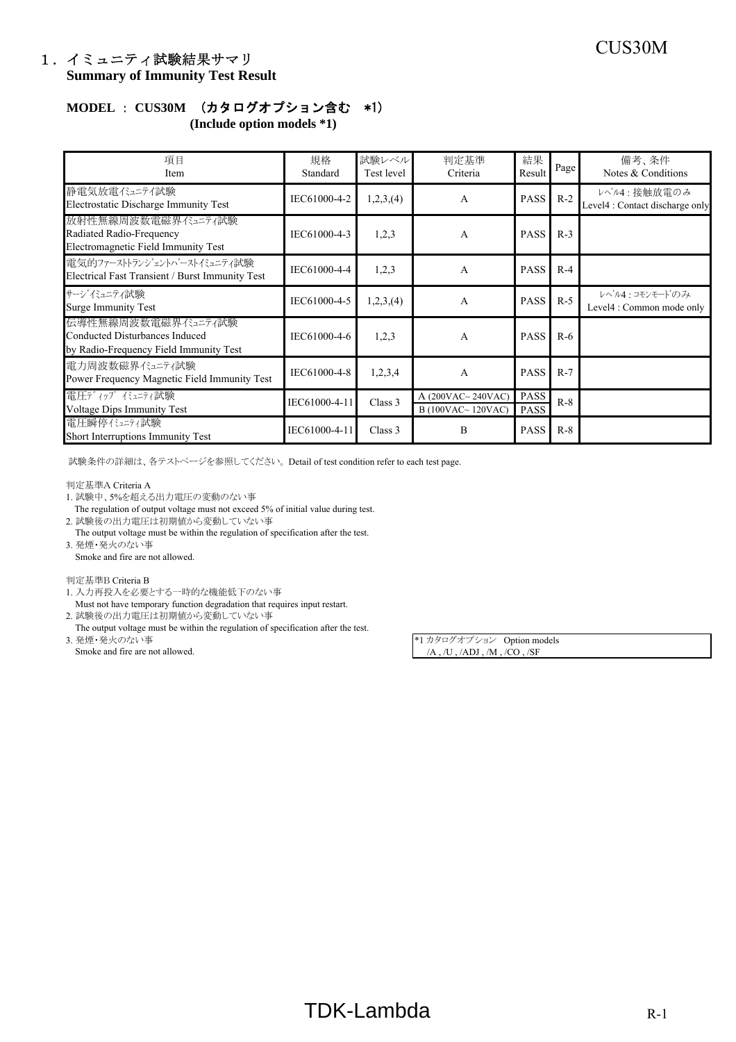# 1．イミュニティ試験結果サマリ
**Summary of Immunity Test Result**

**MODEL ： CUS30M （カタログオプション含む ＊1）**
**(Include option models *1)**

| 項目<br>Item | 規格<br>Standard | 試験レベル<br>Test level | 判定基準<br>Criteria | 結果<br>Result | Page | 備考、条件<br>Notes & Conditions |
|---|---|---|---|---|---|---|
| 静電気放電ｲﾐｭﾆﾃｲ試験<br>Electrostatic Discharge Immunity Test | IEC61000-4-2 | 1,2,3,(4) | A | PASS | R-2 | ﾚﾍﾞﾙ4 : 接触放電のみ<br>Level4 : Contact discharge only |
| 放射性無線周波数電磁界ｲﾐｭﾆﾃｨ試験<br>Radiated Radio-Frequency<br>Electromagnetic Field Immunity Test | IEC61000-4-3 | 1,2,3 | A | PASS | R-3 | |
| 電気的ﾌｧｰｽﾄﾄﾗﾝｼﾞｪﾝﾄﾊﾞｰｽﾄｲﾐｭﾆﾃｨ試験<br>Electrical Fast Transient / Burst Immunity Test | IEC61000-4-4 | 1,2,3 | A | PASS | R-4 | |
| ｻｰｼﾞｲﾐｭﾆﾃｨ試験<br>Surge Immunity Test | IEC61000-4-5 | 1,2,3,(4) | A | PASS | R-5 | ﾚﾍﾞﾙ4 : ｺﾓﾝﾓｰﾄﾞのみ<br>Level4 : Common mode only |
| 伝導性無線周波数電磁界ｲﾐｭﾆﾃｨ試験<br>Conducted Disturbances Induced<br>by Radio-Frequency Field Immunity Test | IEC61000-4-6 | 1,2,3 | A | PASS | R-6 | |
| 電力周波数磁界ｲﾐｭﾆﾃｨ試験<br>Power Frequency Magnetic Field Immunity Test | IEC61000-4-8 | 1,2,3,4 | A | PASS | R-7 | |
| 電圧ﾃﾞｨｯﾌﾟ ｲﾐｭﾆﾃｨ試験<br>Voltage Dips Immunity Test | IEC61000-4-11 | Class 3 | A (200VAC~ 240VAC)<br>B (100VAC~ 120VAC) | PASS<br>PASS | R-8 | |
| 電圧瞬停ｲﾐｭﾆﾃｨ試験<br>Short Interruptions Immunity Test | IEC61000-4-11 | Class 3 | B | PASS | R-8 | |

試験条件の詳細は、各テストページを参照してください。Detail of test condition refer to each test page.

判定基準A Criteria A
1. 試験中、5%を超える出力電圧の変動のない事
   The regulation of output voltage must not exceed 5% of initial value during test.
2. 試験後の出力電圧は初期値から変動していない事
   The output voltage must be within the regulation of specification after the test.
3. 発煙・発火のない事
   Smoke and fire are not allowed.

判定基準B Criteria B
1. 入力再投入を必要とする一時的な機能低下のない事
   Must not have temporary function degradation that requires input restart.
2. 試験後の出力電圧は初期値から変動していない事
   The output voltage must be within the regulation of specification after the test.
3. 発煙・発火のない事
   Smoke and fire are not allowed.

*1 カタログオプション Option models
/A , /U , /ADJ , /M , /CO , /SF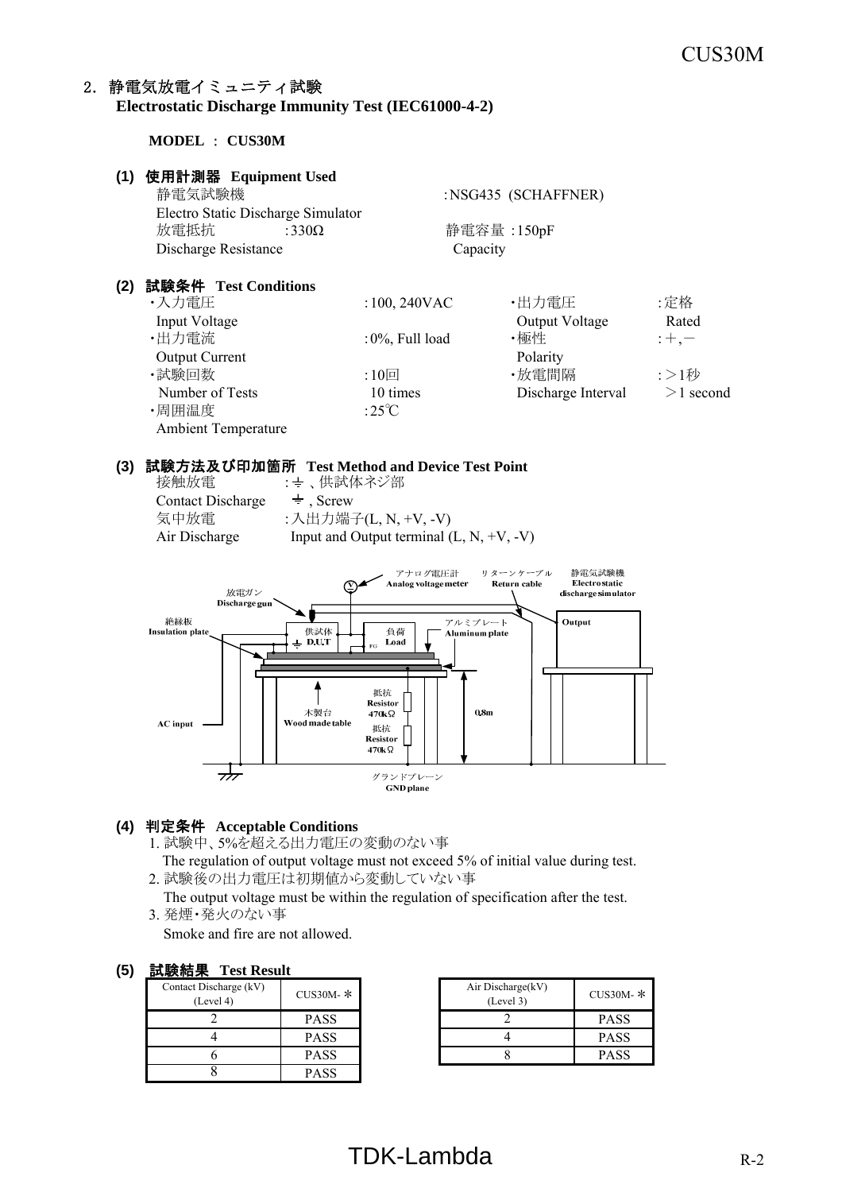## 2. 静電気放電イミュニティ試験
**Electrostatic Discharge Immunity Test (IEC61000-4-2)**

**MODEL ： CUS30M**

### (1) 使用計測器 Equipment Used

静電気試験機 Electro Static Discharge Simulator ：NSG435 (SCHAFFNER)

放電抵抗 Discharge Resistance ：330Ω　　静電容量 Capacity ：150pF

### (2) 試験条件 Test Conditions

- ・入力電圧 Input Voltage ：100, 240VAC
- ・出力電圧 Output Voltage ：定格 Rated
- ・出力電流 Output Current ：0%, Full load
- ・極性 Polarity ：＋,－
- ・試験回数 Number of Tests ：10回 10 times
- ・放電間隔 Discharge Interval ：＞1秒 ＞1 second
- ・周囲温度 Ambient Temperature ：25℃

### (3) 試験方法及び印加箇所 Test Method and Device Test Point

接触放電 Contact Discharge ：⏚ 、供試体ネジ部 ⏚ , Screw

気中放電 Air Discharge ：入出力端子(L, N, +V, -V) Input and Output terminal (L, N, +V, -V)

アナログ電圧計 Analog voltage meter　リターンケーブル Return cable　静電気試験機 Electrostatic discharge simulator　放電ガン Discharge gun　絶縁板 Insulation plate　供試体 D.U.T　負荷 Load　アルミプレート Aluminum plate　Output　抵抗 Resistor 470kΩ　抵抗 Resistor 470kΩ　木製台 Wood made table　AC input　0.8m　グランドプレーン GND plane

### (4) 判定条件 Acceptable Conditions

1. 試験中、5%を超える出力電圧の変動のない事
   The regulation of output voltage must not exceed 5% of initial value during test.
2. 試験後の出力電圧は初期値から変動していない事
   The output voltage must be within the regulation of specification after the test.
3. 発煙・発火のない事
   Smoke and fire are not allowed.

### (5) 試験結果 Test Result

| Contact Discharge (kV) (Level 4) | CUS30M- * |
|---|---|
| 2 | PASS |
| 4 | PASS |
| 6 | PASS |
| 8 | PASS |

| Air Discharge(kV) (Level 3) | CUS30M- * |
|---|---|
| 2 | PASS |
| 4 | PASS |
| 8 | PASS |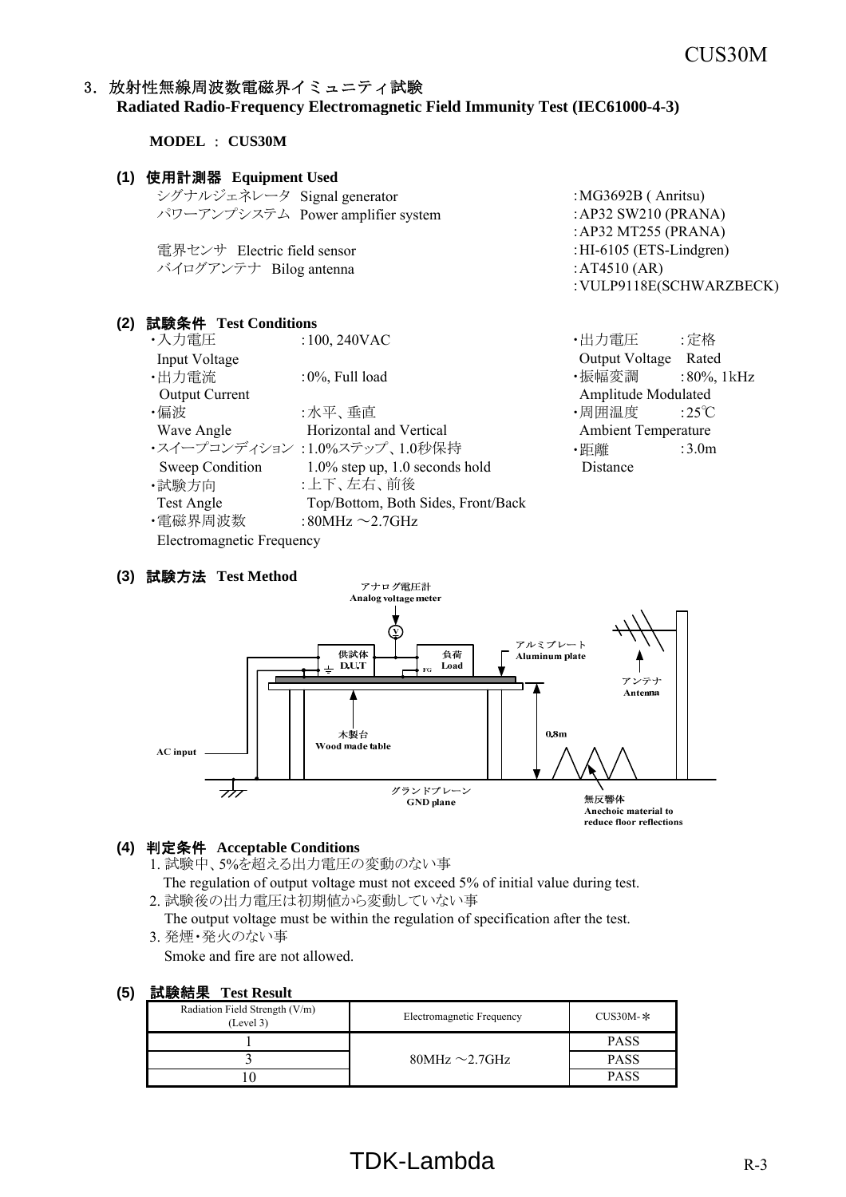## 3. 放射性無線周波数電磁界イミュニティ試験
**Radiated Radio-Frequency Electromagnetic Field Immunity Test (IEC61000-4-3)**

**MODEL ： CUS30M**

### (1) 使用計測器 Equipment Used

| | |
|---|---|
| シグナルジェネレータ Signal generator | :MG3692B ( Anritsu) |
| パワーアンプシステム Power amplifier system | :AP32 SW210 (PRANA) |
| | :AP32 MT255 (PRANA) |
| 電界センサ Electric field sensor | :HI-6105 (ETS-Lindgren) |
| バイログアンテナ Bilog antenna | :AT4510 (AR) |
| | :VULP9118E(SCHWARZBECK) |

### (2) 試験条件 Test Conditions

- ・入力電圧 Input Voltage :100, 240VAC
- ・出力電流 Output Current :0%, Full load
- ・偏波 Wave Angle :水平、垂直 Horizontal and Vertical
- ・スイープコンディション Sweep Condition :1.0%ステップ、1.0秒保持 1.0% step up, 1.0 seconds hold
- ・試験方向 Test Angle :上下、左右、前後 Top/Bottom, Both Sides, Front/Back
- ・電磁界周波数 Electromagnetic Frequency :80MHz ～2.7GHz
- ・出力電圧 Output Voltage :定格 Rated
- ・振幅変調 Amplitude Modulated :80%, 1kHz
- ・周囲温度 Ambient Temperature :25℃
- ・距離 Distance :3.0m

### (3) 試験方法 Test Method

アナログ電圧計 Analog voltage meter
供試体 D.U.T
負荷 Load
アルミプレート Aluminum plate
アンテナ Antenna
木製台 Wood made table
0.8m
AC input
グランドプレーン GND plane
無反響体 Anechoic material to reduce floor reflections

### (4) 判定条件 Acceptable Conditions

1. 試験中、5%を超える出力電圧の変動のない事
   The regulation of output voltage must not exceed 5% of initial value during test.
2. 試験後の出力電圧は初期値から変動していない事
   The output voltage must be within the regulation of specification after the test.
3. 発煙・発火のない事
   Smoke and fire are not allowed.

### (5) 試験結果 Test Result

| Radiation Field Strength (V/m) (Level 3) | Electromagnetic Frequency | CUS30M-* |
|---|---|---|
| 1 | 80MHz ～2.7GHz | PASS |
| 3 | | PASS |
| 10 | | PASS |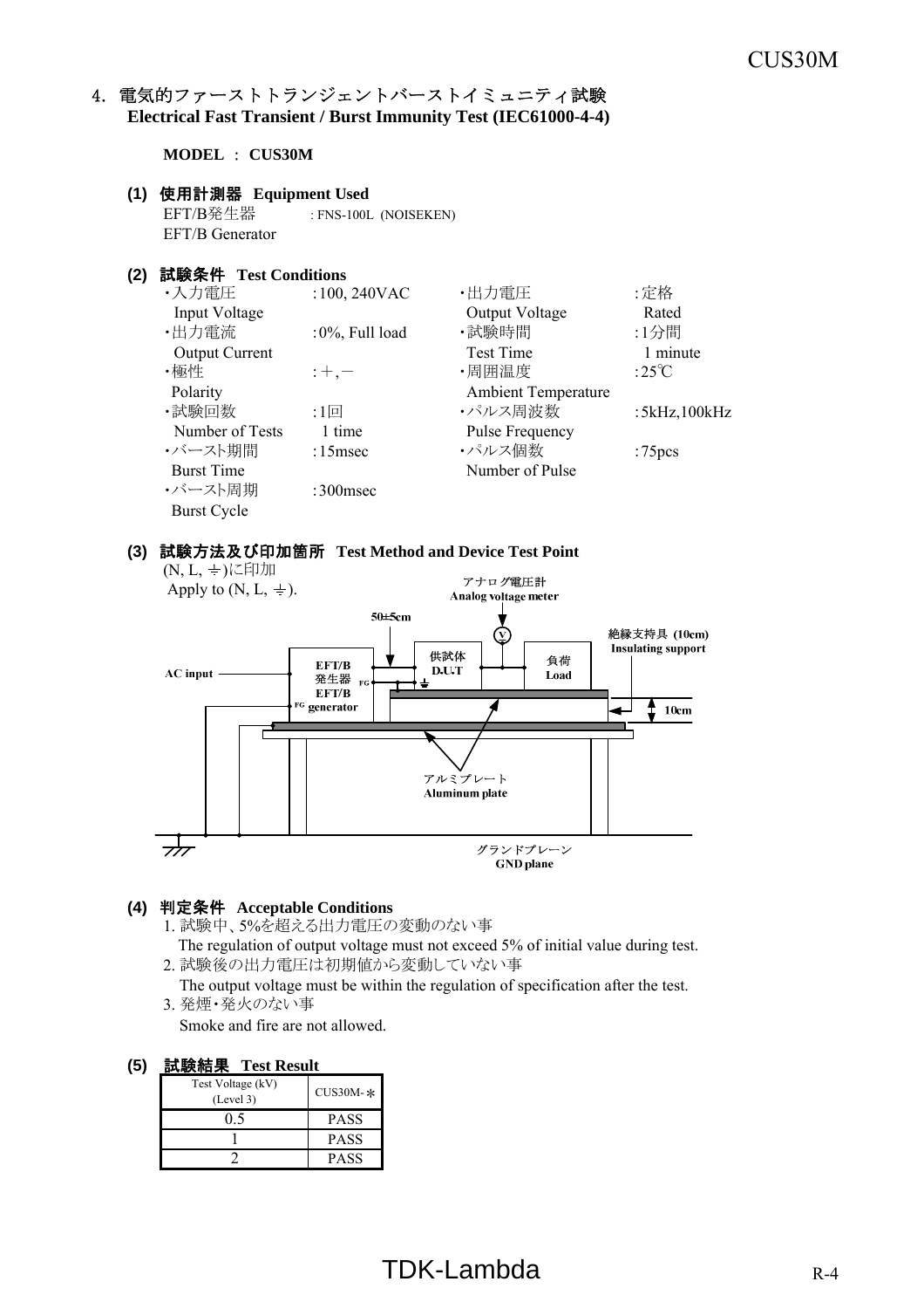## 4. 電気的ファーストトランジェントバーストイミュニティ試験 Electrical Fast Transient / Burst Immunity Test (IEC61000-4-4)

**MODEL : CUS30M**

### (1) 使用計測器 Equipment Used

EFT/B発生器 : FNS-100L (NOISEKEN)
EFT/B Generator

### (2) 試験条件 Test Conditions

| | | | |
|---|---|---|---|
| ・入力電圧 Input Voltage | :100, 240VAC | ・出力電圧 Output Voltage | :定格 Rated |
| ・出力電流 Output Current | :0%, Full load | ・試験時間 Test Time | :1分間 1 minute |
| ・極性 Polarity | :＋,－ | ・周囲温度 Ambient Temperature | :25℃ |
| ・試験回数 Number of Tests | :1回 1 time | ・パルス周波数 Pulse Frequency | :5kHz,100kHz |
| ・バースト期間 Burst Time | :15msec | ・パルス個数 Number of Pulse | :75pcs |
| ・バースト周期 Burst Cycle | :300msec | | |

### (3) 試験方法及び印加箇所 Test Method and Device Test Point

(N, L, ⏚)に印加
Apply to (N, L, ⏚).

アナログ電圧計 Analog voltage meter
50±5cm
AC input
EFT/B発生器 EFT/B generator
FG
供試体 D.U.T
負荷 Load
絶縁支持具 (10cm) Insulating support
10cm
アルミプレート Aluminum plate
グランドプレーン GND plane

### (4) 判定条件 Acceptable Conditions

1. 試験中、5%を超える出力電圧の変動のない事
   The regulation of output voltage must not exceed 5% of initial value during test.
2. 試験後の出力電圧は初期値から変動していない事
   The output voltage must be within the regulation of specification after the test.
3. 発煙・発火のない事
   Smoke and fire are not allowed.

### (5) 試験結果 Test Result

| Test Voltage (kV) (Level 3) | CUS30M-* |
|---|---|
| 0.5 | PASS |
| 1 | PASS |
| 2 | PASS |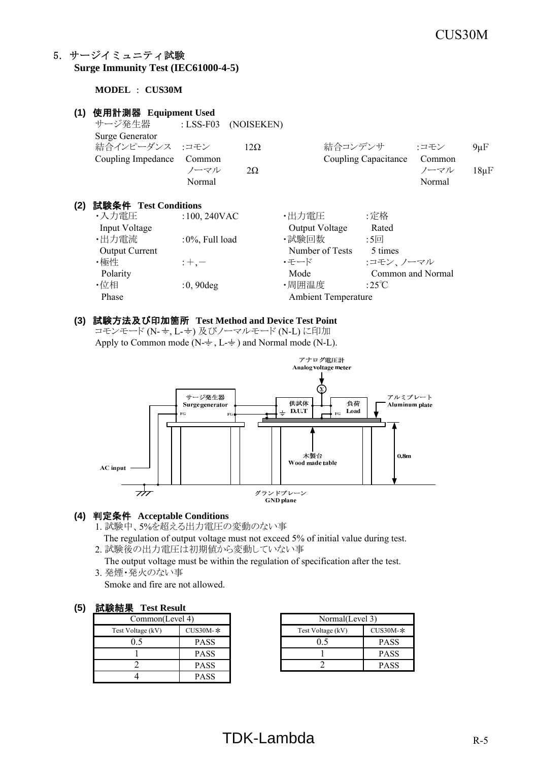## 5. サージイミュニティ試験
**Surge Immunity Test (IEC61000-4-5)**

**MODEL ： CUS30M**

### (1) 使用計測器 Equipment Used

サージ発生器 Surge Generator : LSS-F03 (NOISEKEN)

結合インピーダンス Coupling Impedance :コモン Common 12Ω　ノーマル Normal 2Ω

結合コンデンサ Coupling Capacitance :コモン Common 9μF　ノーマル Normal 18μF

### (2) 試験条件 Test Conditions

- ・入力電圧 Input Voltage :100, 240VAC
- ・出力電流 Output Current :0%, Full load
- ・極性 Polarity :＋,－
- ・位相 Phase :0, 90deg
- ・出力電圧 Output Voltage :定格 Rated
- ・試験回数 Number of Tests :5回 5 times
- ・モード Mode :コモン、ノーマル Common and Normal
- ・周囲温度 Ambient Temperature :25℃

### (3) 試験方法及び印加箇所 Test Method and Device Test Point

コモンモード (N-⏚, L-⏚) 及びノーマルモード (N-L) に印加
Apply to Common mode (N-⏚ , L-⏚ ) and Normal mode (N-L).

アナログ電圧計 Analog voltage meter　サージ発生器 Surge generator　供試体 D.U.T　負荷 Load　アルミプレート Aluminum plate　木製台 Wood made table　0.8m　AC input　グランドプレーン GND plane

### (4) 判定条件 Acceptable Conditions

1. 試験中、5%を超える出力電圧の変動のない事
   The regulation of output voltage must not exceed 5% of initial value during test.
2. 試験後の出力電圧は初期値から変動していない事
   The output voltage must be within the regulation of specification after the test.
3. 発煙・発火のない事
   Smoke and fire are not allowed.

### (5) 試験結果 Test Result

| Common(Level 4) | |
|---|---|
| Test Voltage (kV) | CUS30M-＊ |
| 0.5 | PASS |
| 1 | PASS |
| 2 | PASS |
| 4 | PASS |

| Normal(Level 3) | |
|---|---|
| Test Voltage (kV) | CUS30M-＊ |
| 0.5 | PASS |
| 1 | PASS |
| 2 | PASS |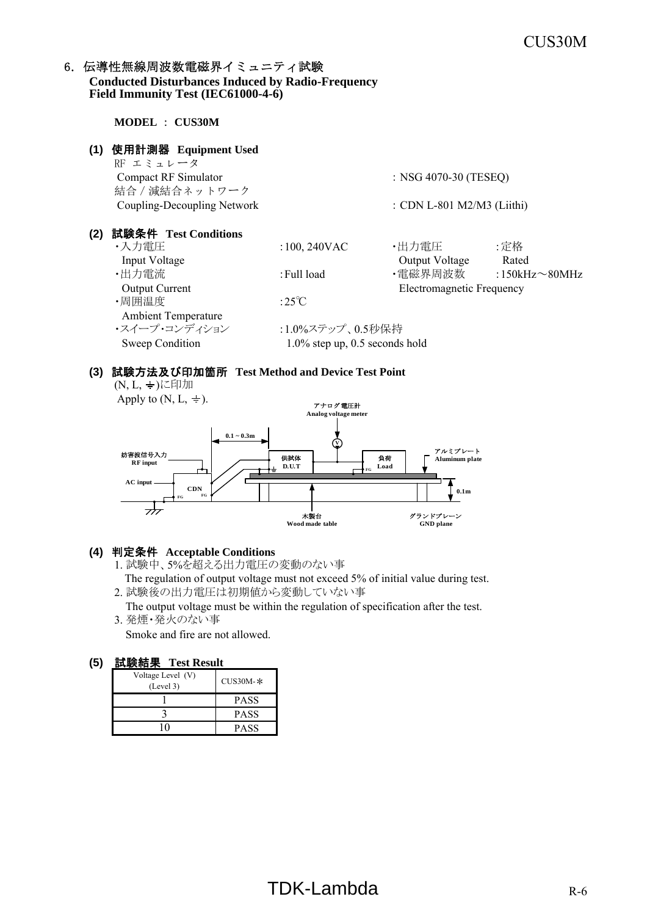## 6. 伝導性無線周波数電磁界イミュニティ試験
**Conducted Disturbances Induced by Radio-Frequency Field Immunity Test (IEC61000-4-6)**

**MODEL ： CUS30M**

### (1) 使用計測器 Equipment Used

RF エミュレータ
Compact RF Simulator ： NSG 4070-30 (TESEQ)

結合 / 減結合ネットワーク
Coupling-Decoupling Network ： CDN L-801 M2/M3 (Liithi)

### (2) 試験条件 Test Conditions

- ・入力電圧 Input Voltage ：100, 240VAC
- ・出力電圧 Output Voltage ：定格 Rated
- ・出力電流 Output Current ：Full load
- ・電磁界周波数 Electromagnetic Frequency ：150kHz～80MHz
- ・周囲温度 Ambient Temperature ：25℃
- ・スイープ・コンディション Sweep Condition ：1.0%ステップ、0.5秒保持 1.0% step up, 0.5 seconds hold

### (3) 試験方法及び印加箇所 Test Method and Device Test Point

(N, L, ⏚)に印加
Apply to (N, L, ⏚).

アナログ電圧計 Analog voltage meter
妨害波信号入力 RF input
AC input
CDN
FG
0.1～0.3m
供試体 D.U.T
負荷 Load
アルミプレート Aluminum plate
0.1m
木製台 Wood made table
グランドプレーン GND plane

### (4) 判定条件 Acceptable Conditions

1. 試験中、5%を超える出力電圧の変動のない事
   The regulation of output voltage must not exceed 5% of initial value during test.
2. 試験後の出力電圧は初期値から変動していない事
   The output voltage must be within the regulation of specification after the test.
3. 発煙・発火のない事
   Smoke and fire are not allowed.

### (5) 試験結果 Test Result

| Voltage Level (V) (Level 3) | CUS30M-＊ |
|---|---|
| 1 | PASS |
| 3 | PASS |
| 10 | PASS |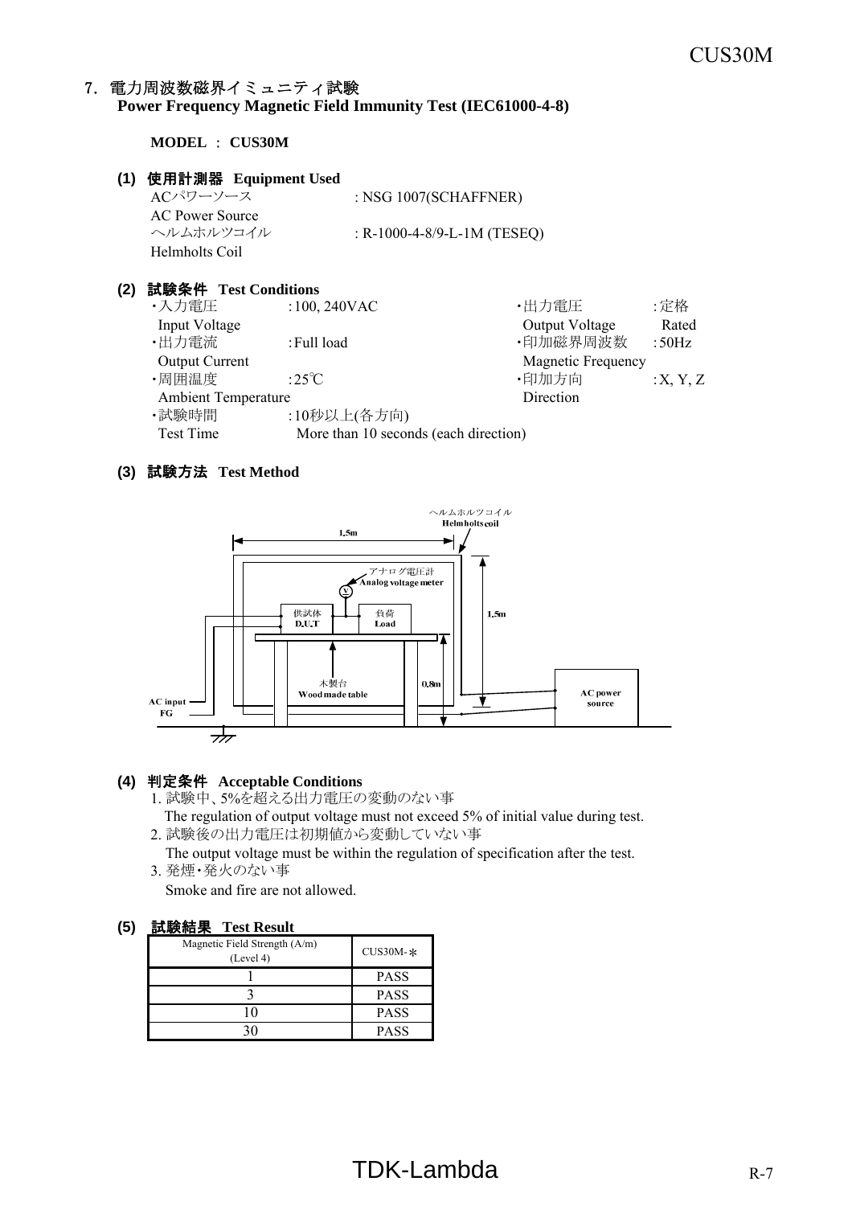## 7. 電力周波数磁界イミュニティ試験
**Power Frequency Magnetic Field Immunity Test (IEC61000-4-8)**

**MODEL ： CUS30M**

### (1) 使用計測器 Equipment Used

ACパワーソース
AC Power Source : NSG 1007(SCHAFFNER)

ヘルムホルツコイル
Helmholts Coil : R-1000-4-8/9-L-1M (TESEQ)

### (2) 試験条件 Test Conditions

- ・入力電圧 Input Voltage ：100, 240VAC
- ・出力電流 Output Current ：Full load
- ・周囲温度 Ambient Temperature ：25℃
- ・試験時間 Test Time ：10秒以上(各方向) More than 10 seconds (each direction)
- ・出力電圧 Output Voltage ：定格 Rated
- ・印加磁界周波数 Magnetic Frequency ：50Hz
- ・印加方向 Direction ：X, Y, Z

### (3) 試験方法 Test Method

ヘルムホルツコイル Helmholts coil
1.5m
アナログ電圧計 Analog voltage meter
供試体 D.U.T
負荷 Load
1.5m
木製台 Wood made table
0.8m
AC input FG
AC power source

### (4) 判定条件 Acceptable Conditions

1. 試験中、5%を超える出力電圧の変動のない事
   The regulation of output voltage must not exceed 5% of initial value during test.
2. 試験後の出力電圧は初期値から変動していない事
   The output voltage must be within the regulation of specification after the test.
3. 発煙・発火のない事
   Smoke and fire are not allowed.

### (5) 試験結果 Test Result

| Magnetic Field Strength (A/m) (Level 4) | CUS30M-＊ |
|---|---|
| 1 | PASS |
| 3 | PASS |
| 10 | PASS |
| 30 | PASS |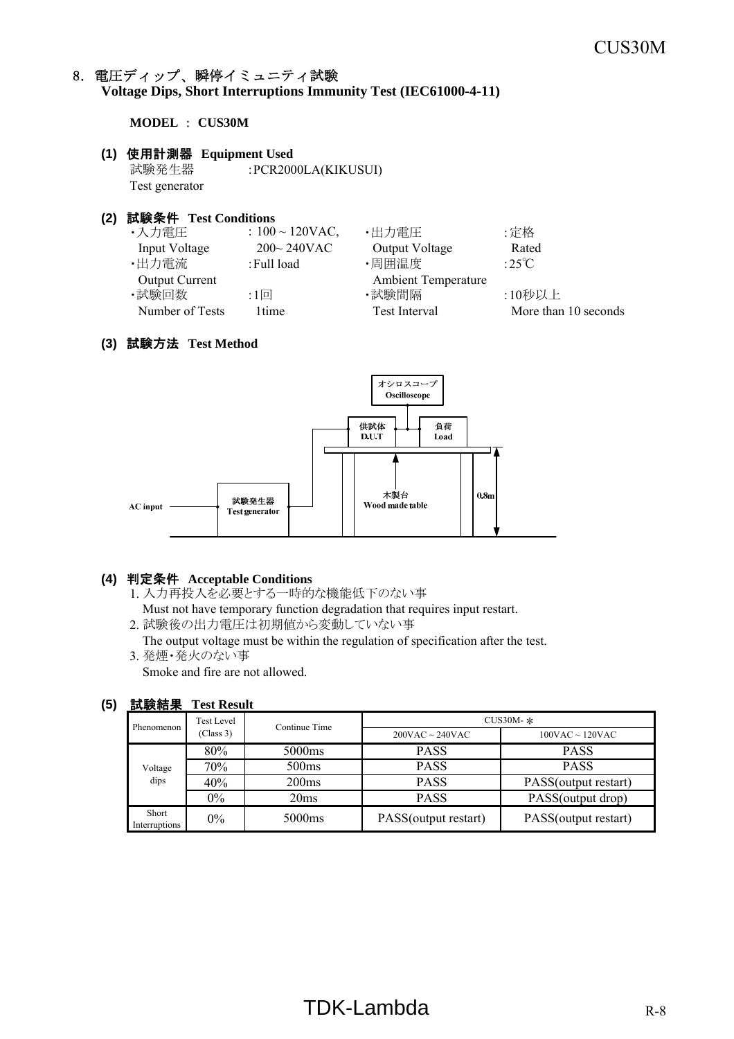## 8. 電圧ディップ、瞬停イミュニティ試験
**Voltage Dips, Short Interruptions Immunity Test (IEC61000-4-11)**

**MODEL ： CUS30M**

### (1) 使用計測器 Equipment Used

試験発生器 ：PCR2000LA(KIKUSUI)
Test generator

### (2) 試験条件 Test Conditions

| | | | |
|---|---|---|---|
| ・入力電圧 Input Voltage | ： 100 ~ 120VAC, 200~ 240VAC | ・出力電圧 Output Voltage | ：定格 Rated |
| ・出力電流 Output Current | ：Full load | ・周囲温度 Ambient Temperature | ：25℃ |
| ・試験回数 Number of Tests | ：1回 1time | ・試験間隔 Test Interval | ：10秒以上 More than 10 seconds |

### (3) 試験方法 Test Method

オシロスコープ Oscilloscope
供試体 D.U.T
負荷 Load
木製台 Wood made table
0.8m
AC input
試験発生器 Test generator

### (4) 判定条件 Acceptable Conditions

1. 入力再投入を必要とする一時的な機能低下のない事
   Must not have temporary function degradation that requires input restart.
2. 試験後の出力電圧は初期値から変動していない事
   The output voltage must be within the regulation of specification after the test.
3. 発煙・発火のない事
   Smoke and fire are not allowed.

### (5) 試験結果 Test Result

| Phenomenon | Test Level (Class 3) | Continue Time | CUS30M- * | |
|---|---|---|---|---|
| | | | 200VAC ~ 240VAC | 100VAC ~ 120VAC |
| Voltage dips | 80% | 5000ms | PASS | PASS |
| | 70% | 500ms | PASS | PASS |
| | 40% | 200ms | PASS | PASS(output restart) |
| | 0% | 20ms | PASS | PASS(output drop) |
| Short Interruptions | 0% | 5000ms | PASS(output restart) | PASS(output restart) |